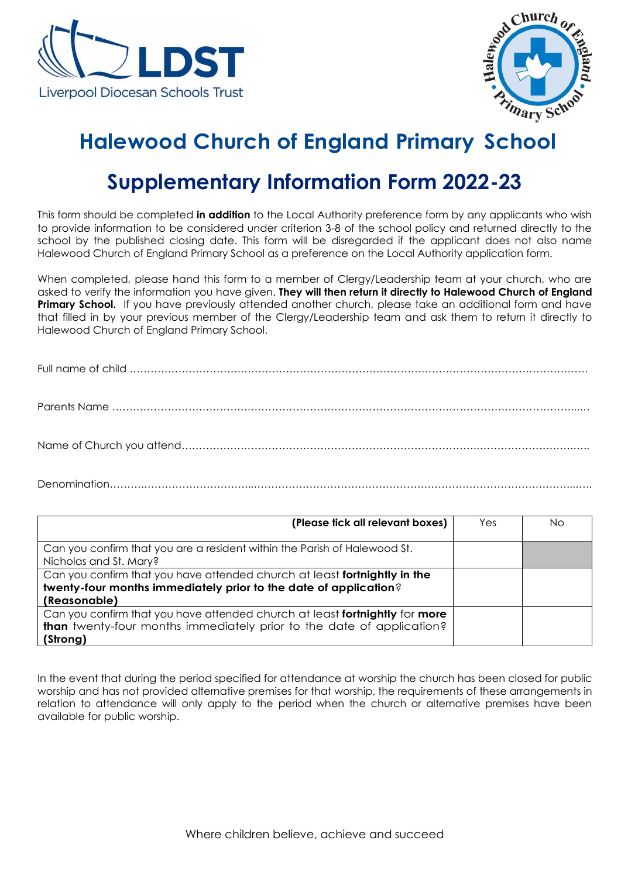LDST
Liverpool Diocesan Schools Trust

# Halewood Church of England Primary School

## Supplementary Information Form 2022-23

This form should be completed **in addition** to the Local Authority preference form by any applicants who wish to provide information to be considered under criterion 3-8 of the school policy and returned directly to the school by the published closing date. This form will be disregarded if the applicant does not also name Halewood Church of England Primary School as a preference on the Local Authority application form.

When completed, please hand this form to a member of Clergy/Leadership team at your church, who are asked to verify the information you have given. **They will then return it directly to Halewood Church of England Primary School.** If you have previously attended another church, please take an additional form and have that filled in by your previous member of the Clergy/Leadership team and ask them to return it directly to Halewood Church of England Primary School.

Full name of child ……………………………………………………………………………………………………………

Parents Name ……………………………………………………………………………………………………………

Name of Church you attend……………………………………………………………………………………………

Denomination……………………………………………………………………………………………………………

| **(Please tick all relevant boxes)** | Yes | No |
|---|---|---|
| Can you confirm that you are a resident within the Parish of Halewood St. Nicholas and St. Mary? | | |
| Can you confirm that you have attended church at least **fortnightly in the twenty-four months immediately prior to the date of application**? **(Reasonable)** | | |
| Can you confirm that you have attended church at least **fortnightly** for **more than** twenty-four months immediately prior to the date of application? **(Strong)** | | |

In the event that during the period specified for attendance at worship the church has been closed for public worship and has not provided alternative premises for that worship, the requirements of these arrangements in relation to attendance will only apply to the period when the church or alternative premises have been available for public worship.

Where children believe, achieve and succeed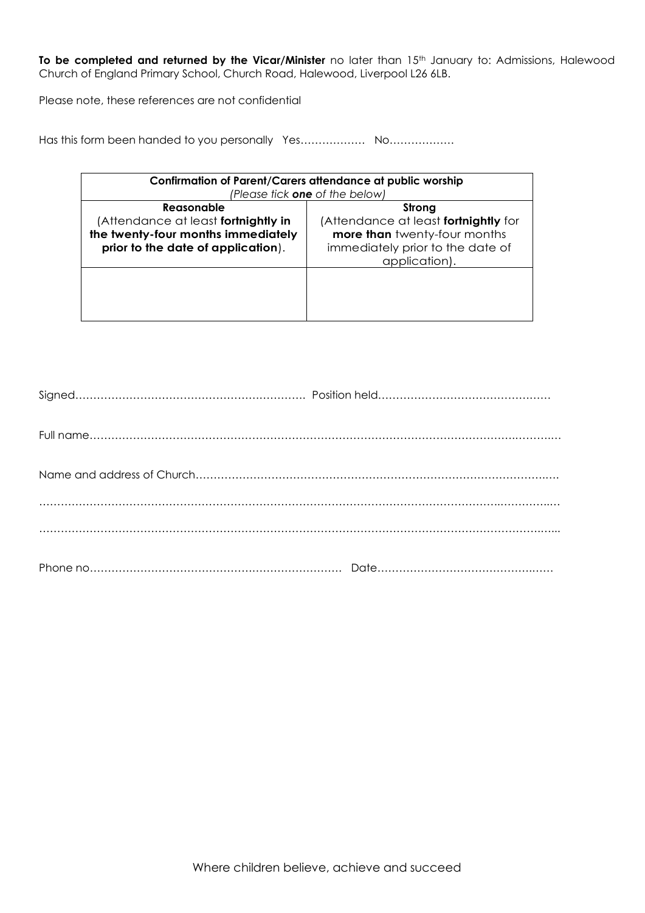**To be completed and returned by the Vicar/Minister** no later than 15th January to: Admissions, Halewood Church of England Primary School, Church Road, Halewood, Liverpool L26 6LB.

Please note, these references are not confidential

Has this form been handed to you personally Yes……………… No………………

| **Confirmation of Parent/Carers attendance at public worship** *(Please tick **one** of the below)* | |
|---|---|
| **Reasonable** (Attendance at least **fortnightly in the twenty-four months immediately prior to the date of application**). | **Strong** (Attendance at least **fortnightly** for **more than** twenty-four months immediately prior to the date of application). |
| | |

Signed………………………………………………………. Position held…………………………………………

Full name……………………………………………………………………………………………………………………

Name and address of Church……………………………………………………………………………………

……………………………………………………………………………………………………………………………

……………………………………………………………………………………………………………………………

Phone no…………………………………………………………… Date…………………………………………

Where children believe, achieve and succeed